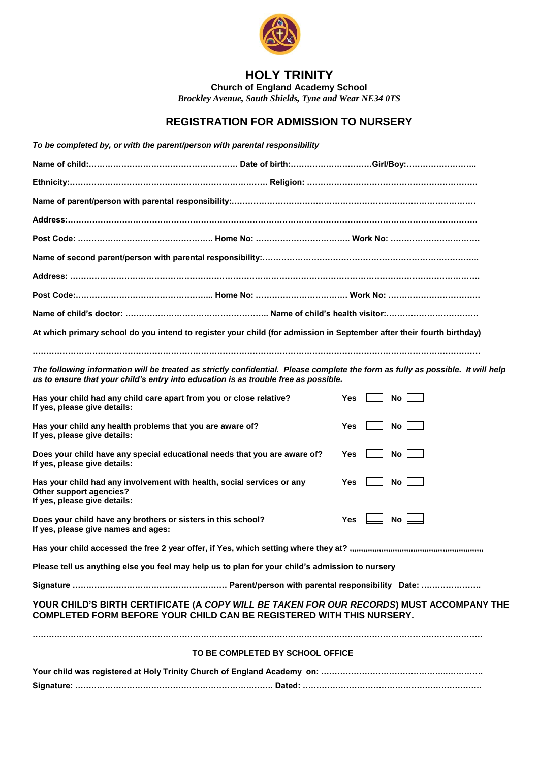# HOLY TRINITY

**Church of England Academy School**

*Brockley Avenue, South Shields, Tyne and Wear NE34 0TS*

## REGISTRATION FOR ADMISSION TO NURSERY

***To be completed by, or with the parent/person with parental responsibility***

**Name of child:………………………………………………. Date of birth:…………………………Girl/Boy:……………………..**

**Ethnicity:………………………………………………………………. Religion: ………………………………………………………**

**Name of parent/person with parental responsibility:……………………………………………………………………………**

**Address:……………………………………………………………………………………………………………………………………**

**Post Code: ………………………………………….. Home No: …………………………….. Work No: ……………………………**

**Name of second parent/person with parental responsibility:…………………………………………………………………..**

**Address: ……………………………………………………………………………………………………………………………………**

**Post Code:…………………………………………... Home No: …………………………… Work No: ……………………………**

**Name of child's doctor: ……………………………………………. Name of child's health visitor:……………………………**

**At which primary school do you intend to register your child (for admission in September after their fourth birthday)**

**……………………………………………………………………………………………………………………………………………**

***The following information will be treated as strictly confidential. Please complete the form as fully as possible. It will help us to ensure that your child's entry into education is as trouble free as possible.***

**Has your child had any child care apart from you or close relative?** **Yes** ☐ **No** ☐
**If yes, please give details:**

**Has your child any health problems that you are aware of?** **Yes** ☐ **No** ☐
**If yes, please give details:**

**Does your child have any special educational needs that you are aware of?** **Yes** ☐ **No** ☐
**If yes, please give details:**

**Has your child had any involvement with health, social services or any Other support agencies?** **Yes** ☐ **No** ☐
**If yes, please give details:**

**Does your child have any brothers or sisters in this school?** **Yes** ☐ **No** ☐
**If yes, please give names and ages:**

**Has your child accessed the free 2 year offer, if Yes, which setting where they at? ,,,,,,,,,,,,,,,,,,,,,,,,,,,,,,,,,,,,,,,,,,,,,,,,,,,,,,,,,,,,,,,,**

**Please tell us anything else you feel may help us to plan for your child's admission to nursery**

**Signature ………………………………………………… Parent/person with parental responsibility Date: ………………….**

**YOUR CHILD'S BIRTH CERTIFICATE (A *COPY WILL BE TAKEN FOR OUR RECORDS*) MUST ACCOMPANY THE COMPLETED FORM BEFORE YOUR CHILD CAN BE REGISTERED WITH THIS NURSERY.**

**……………………………………………………………………………………………………………………………………………**

**TO BE COMPLETED BY SCHOOL OFFICE**

**Your child was registered at Holy Trinity Church of England Academy on: …………………………………………..………….**

**Signature: ………………………………………………………………. Dated: …………………………………………………………**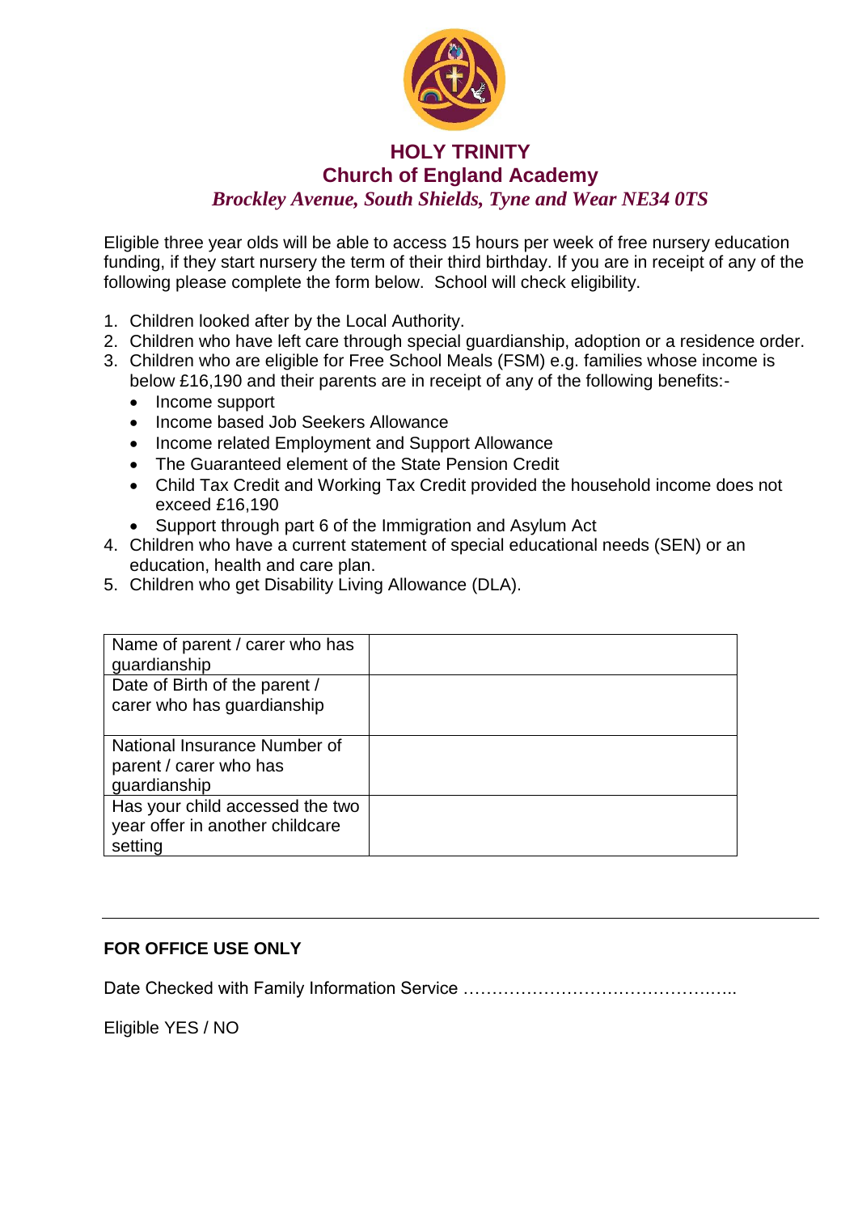## HOLY TRINITY
## Church of England Academy
***Brockley Avenue, South Shields, Tyne and Wear NE34 0TS***

Eligible three year olds will be able to access 15 hours per week of free nursery education funding, if they start nursery the term of their third birthday. If you are in receipt of any of the following please complete the form below. School will check eligibility.

1. Children looked after by the Local Authority.
2. Children who have left care through special guardianship, adoption or a residence order.
3. Children who are eligible for Free School Meals (FSM) e.g. families whose income is below £16,190 and their parents are in receipt of any of the following benefits:-
   - Income support
   - Income based Job Seekers Allowance
   - Income related Employment and Support Allowance
   - The Guaranteed element of the State Pension Credit
   - Child Tax Credit and Working Tax Credit provided the household income does not exceed £16,190
   - Support through part 6 of the Immigration and Asylum Act
4. Children who have a current statement of special educational needs (SEN) or an education, health and care plan.
5. Children who get Disability Living Allowance (DLA).

| | |
|---|---|
| Name of parent / carer who has guardianship | |
| Date of Birth of the parent / carer who has guardianship | |
| National Insurance Number of parent / carer who has guardianship | |
| Has your child accessed the two year offer in another childcare setting | |

---

**FOR OFFICE USE ONLY**

Date Checked with Family Information Service ………………………………………..

Eligible YES / NO